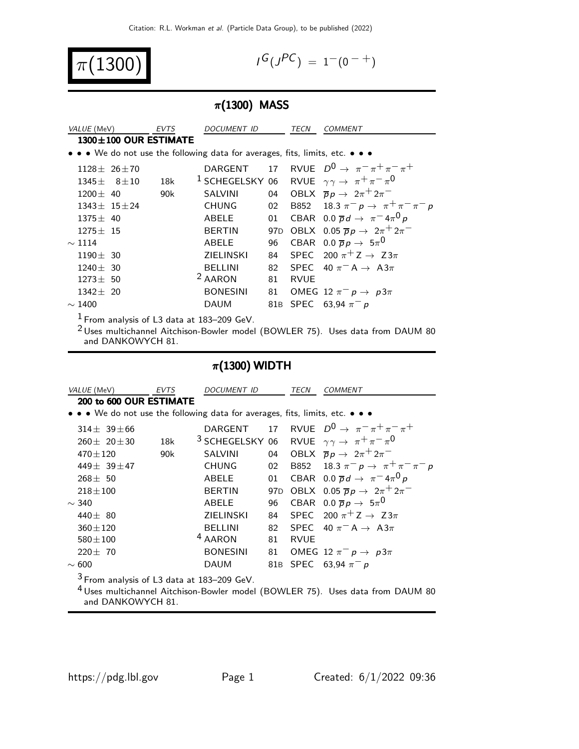# $\pi(1300)$

$I^G(J^{PC}) = 1^-(0^{-+})$

## $\pi(1300)$ MASS

| VALUE (MeV) | EVTS | DOCUMENT ID | | TECN | COMMENT |
|---|---|---|---|---|---|
| **1300±100 OUR ESTIMATE** | | | | | |
| • • • We do not use the following data for averages, fits, limits, etc. • • • | | | | | |
| 1128± 26±70 | | DARGENT | 17 | RVUE | $D^0 \to \pi^-\pi^+\pi^-\pi^+$ |
| 1345± 8±10 | 18k | [1] SCHEGELSKY | 06 | RVUE | $\gamma\gamma \to \pi^+\pi^-\pi^0$ |
| 1200± 40 | 90k | SALVINI | 04 | OBLX | $\overline{p}p \to 2\pi^+2\pi^-$ |
| 1343± 15±24 | | CHUNG | 02 | B852 | 18.3 $\pi^- p \to \pi^+\pi^-\pi^- p$ |
| 1375± 40 | | ABELE | 01 | CBAR | 0.0 $\overline{p}d \to \pi^- 4\pi^0 p$ |
| 1275± 15 | | BERTIN | 97D | OBLX | 0.05 $\overline{p}p \to 2\pi^+2\pi^-$ |
| ~ 1114 | | ABELE | 96 | CBAR | 0.0 $\overline{p}p \to 5\pi^0$ |
| 1190± 30 | | ZIELINSKI | 84 | SPEC | 200 $\pi^+ Z \to Z 3\pi$ |
| 1240± 30 | | BELLINI | 82 | SPEC | 40 $\pi^- A \to A 3\pi$ |
| 1273± 50 | | [2] AARON | 81 | RVUE | |
| 1342± 20 | | BONESINI | 81 | OMEG | 12 $\pi^- p \to p 3\pi$ |
| ~ 1400 | | DAUM | 81B | SPEC | 63,94 $\pi^- p$ |

[1] From analysis of L3 data at 183–209 GeV.

[2] Uses multichannel Aitchison-Bowler model (BOWLER 75). Uses data from DAUM 80 and DANKOWYCH 81.

## $\pi(1300)$ WIDTH

| VALUE (MeV) | EVTS | DOCUMENT ID | | TECN | COMMENT |
|---|---|---|---|---|---|
| **200 to 600 OUR ESTIMATE** | | | | | |
| • • • We do not use the following data for averages, fits, limits, etc. • • • | | | | | |
| 314± 39±66 | | DARGENT | 17 | RVUE | $D^0 \to \pi^-\pi^+\pi^-\pi^+$ |
| 260± 20±30 | 18k | [3] SCHEGELSKY | 06 | RVUE | $\gamma\gamma \to \pi^+\pi^-\pi^0$ |
| 470±120 | 90k | SALVINI | 04 | OBLX | $\overline{p}p \to 2\pi^+2\pi^-$ |
| 449± 39±47 | | CHUNG | 02 | B852 | 18.3 $\pi^- p \to \pi^+\pi^-\pi^- p$ |
| 268± 50 | | ABELE | 01 | CBAR | 0.0 $\overline{p}d \to \pi^- 4\pi^0 p$ |
| 218±100 | | BERTIN | 97D | OBLX | 0.05 $\overline{p}p \to 2\pi^+2\pi^-$ |
| ~ 340 | | ABELE | 96 | CBAR | 0.0 $\overline{p}p \to 5\pi^0$ |
| 440± 80 | | ZIELINSKI | 84 | SPEC | 200 $\pi^+ Z \to Z 3\pi$ |
| 360±120 | | BELLINI | 82 | SPEC | 40 $\pi^- A \to A 3\pi$ |
| 580±100 | | [4] AARON | 81 | RVUE | |
| 220± 70 | | BONESINI | 81 | OMEG | 12 $\pi^- p \to p 3\pi$ |
| ~ 600 | | DAUM | 81B | SPEC | 63,94 $\pi^- p$ |

[3] From analysis of L3 data at 183–209 GeV.

[4] Uses multichannel Aitchison-Bowler model (BOWLER 75). Uses data from DAUM 80 and DANKOWYCH 81.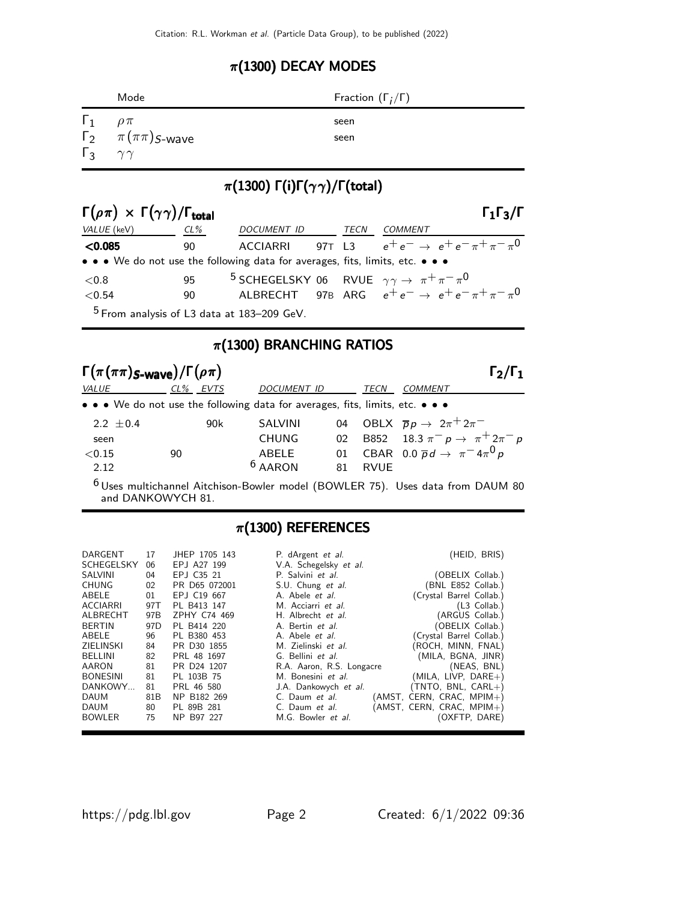## $\pi(1300)$ DECAY MODES

| | Mode | Fraction ($\Gamma_i/\Gamma$) |
|---|---|---|
| $\Gamma_1$ | $\rho\pi$ | seen |
| $\Gamma_2$ | $\pi(\pi\pi)_{S\text{-wave}}$ | seen |
| $\Gamma_3$ | $\gamma\gamma$ | |

## $\pi(1300)$ $\Gamma(i)\Gamma(\gamma\gamma)/\Gamma(\text{total})$

### $\Gamma(\rho\pi) \times \Gamma(\gamma\gamma)/\Gamma_{\text{total}}$ — $\Gamma_1\Gamma_3/\Gamma$

| VALUE (keV) | CL% | DOCUMENT ID | | TECN | COMMENT |
|---|---|---|---|---|---|
| **<0.085** | 90 | ACCIARRI | 97T | L3 | $e^+e^- \rightarrow e^+e^-\pi^+\pi^-\pi^0$ |
| • • • We do not use the following data for averages, fits, limits, etc. • • • | | | | | |
| <0.8 | 95 | SCHEGELSKY[5] | 06 | RVUE | $\gamma\gamma \rightarrow \pi^+\pi^-\pi^0$ |
| <0.54 | 90 | ALBRECHT | 97B | ARG | $e^+e^- \rightarrow e^+e^-\pi^+\pi^-\pi^0$ |

[5] From analysis of L3 data at 183–209 GeV.

## $\pi(1300)$ BRANCHING RATIOS

### $\Gamma(\pi(\pi\pi)_{S\text{-wave}})/\Gamma(\rho\pi)$ — $\Gamma_2/\Gamma_1$

| VALUE | CL% | EVTS | DOCUMENT ID | | TECN | COMMENT |
|---|---|---|---|---|---|---|
| • • • We do not use the following data for averages, fits, limits, etc. • • • | | | | | | |
| $2.2 \pm 0.4$ | | 90k | SALVINI | 04 | OBLX | $\overline{p}p \rightarrow 2\pi^+2\pi^-$ |
| seen | | | CHUNG | 02 | B852 | $18.3\ \pi^-p \rightarrow \pi^+2\pi^-p$ |
| <0.15 | 90 | | ABELE | 01 | CBAR | $0.0\ \overline{p}d \rightarrow \pi^-4\pi^0 p$ |
| 2.12 | | | AARON[6] | 81 | RVUE | |

[6] Uses multichannel Aitchison-Bowler model (BOWLER 75). Uses data from DAUM 80 and DANKOWYCH 81.

## $\pi(1300)$ REFERENCES

| | | | | |
|---|---|---|---|---|
| DARGENT | 17 | JHEP 1705 143 | P. dArgent *et al.* | (HEID, BRIS) |
| SCHEGELSKY | 06 | EPJ A27 199 | V.A. Schegelsky *et al.* | |
| SALVINI | 04 | EPJ C35 21 | P. Salvini *et al.* | (OBELIX Collab.) |
| CHUNG | 02 | PR D65 072001 | S.U. Chung *et al.* | (BNL E852 Collab.) |
| ABELE | 01 | EPJ C19 667 | A. Abele *et al.* | (Crystal Barrel Collab.) |
| ACCIARRI | 97T | PL B413 147 | M. Acciarri *et al.* | (L3 Collab.) |
| ALBRECHT | 97B | ZPHY C74 469 | H. Albrecht *et al.* | (ARGUS Collab.) |
| BERTIN | 97D | PL B414 220 | A. Bertin *et al.* | (OBELIX Collab.) |
| ABELE | 96 | PL B380 453 | A. Abele *et al.* | (Crystal Barrel Collab.) |
| ZIELINSKI | 84 | PR D30 1855 | M. Zielinski *et al.* | (ROCH, MINN, FNAL) |
| BELLINI | 82 | PRL 48 1697 | G. Bellini *et al.* | (MILA, BGNA, JINR) |
| AARON | 81 | PR D24 1207 | R.A. Aaron, R.S. Longacre | (NEAS, BNL) |
| BONESINI | 81 | PL 103B 75 | M. Bonesini *et al.* | (MILA, LIVP, DARE+) |
| DANKOWY... | 81 | PRL 46 580 | J.A. Dankowych *et al.* | (TNTO, BNL, CARL+) |
| DAUM | 81B | NP B182 269 | C. Daum *et al.* | (AMST, CERN, CRAC, MPIM+) |
| DAUM | 80 | PL 89B 281 | C. Daum *et al.* | (AMST, CERN, CRAC, MPIM+) |
| BOWLER | 75 | NP B97 227 | M.G. Bowler *et al.* | (OXFTP, DARE) |